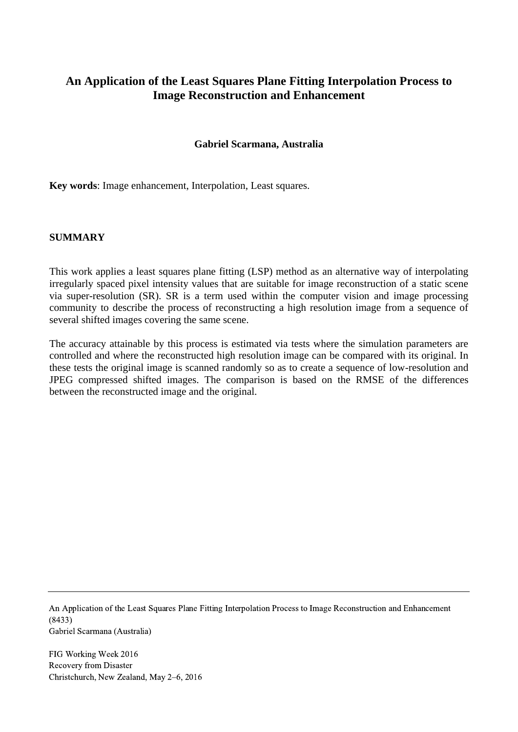# An Application of the Least Squares Plane Fitting Interpolation Process to Image Reconstruction and Enhancement

**Gabriel Scarmana, Australia**

**Key words**: Image enhancement, Interpolation, Least squares.

## SUMMARY

This work applies a least squares plane fitting (LSP) method as an alternative way of interpolating irregularly spaced pixel intensity values that are suitable for image reconstruction of a static scene via super-resolution (SR). SR is a term used within the computer vision and image processing community to describe the process of reconstructing a high resolution image from a sequence of several shifted images covering the same scene.

The accuracy attainable by this process is estimated via tests where the simulation parameters are controlled and where the reconstructed high resolution image can be compared with its original. In these tests the original image is scanned randomly so as to create a sequence of low-resolution and JPEG compressed shifted images. The comparison is based on the RMSE of the differences between the reconstructed image and the original.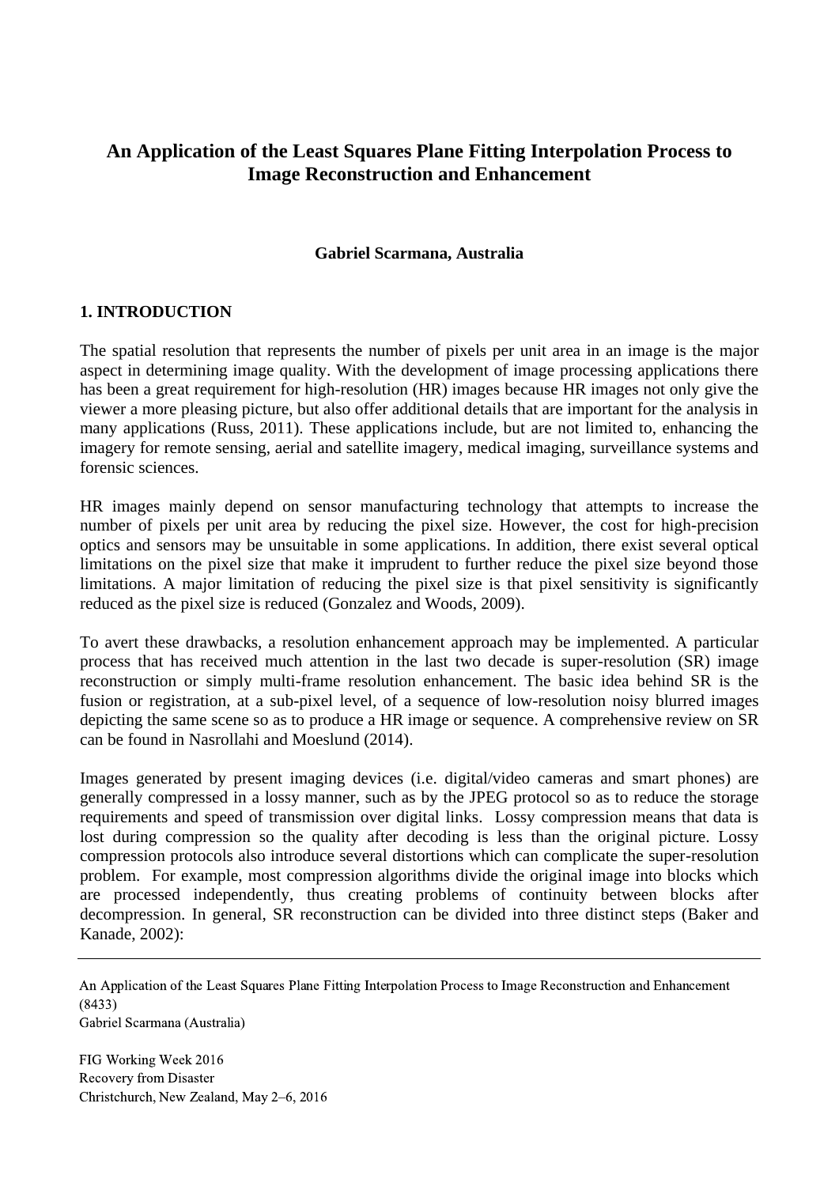# An Application of the Least Squares Plane Fitting Interpolation Process to Image Reconstruction and Enhancement

**Gabriel Scarmana, Australia**

## 1. INTRODUCTION

The spatial resolution that represents the number of pixels per unit area in an image is the major aspect in determining image quality. With the development of image processing applications there has been a great requirement for high-resolution (HR) images because HR images not only give the viewer a more pleasing picture, but also offer additional details that are important for the analysis in many applications (Russ, 2011). These applications include, but are not limited to, enhancing the imagery for remote sensing, aerial and satellite imagery, medical imaging, surveillance systems and forensic sciences.

HR images mainly depend on sensor manufacturing technology that attempts to increase the number of pixels per unit area by reducing the pixel size. However, the cost for high-precision optics and sensors may be unsuitable in some applications. In addition, there exist several optical limitations on the pixel size that make it imprudent to further reduce the pixel size beyond those limitations. A major limitation of reducing the pixel size is that pixel sensitivity is significantly reduced as the pixel size is reduced (Gonzalez and Woods, 2009).

To avert these drawbacks, a resolution enhancement approach may be implemented. A particular process that has received much attention in the last two decade is super-resolution (SR) image reconstruction or simply multi-frame resolution enhancement. The basic idea behind SR is the fusion or registration, at a sub-pixel level, of a sequence of low-resolution noisy blurred images depicting the same scene so as to produce a HR image or sequence. A comprehensive review on SR can be found in Nasrollahi and Moeslund (2014).

Images generated by present imaging devices (i.e. digital/video cameras and smart phones) are generally compressed in a lossy manner, such as by the JPEG protocol so as to reduce the storage requirements and speed of transmission over digital links. Lossy compression means that data is lost during compression so the quality after decoding is less than the original picture. Lossy compression protocols also introduce several distortions which can complicate the super-resolution problem. For example, most compression algorithms divide the original image into blocks which are processed independently, thus creating problems of continuity between blocks after decompression. In general, SR reconstruction can be divided into three distinct steps (Baker and Kanade, 2002):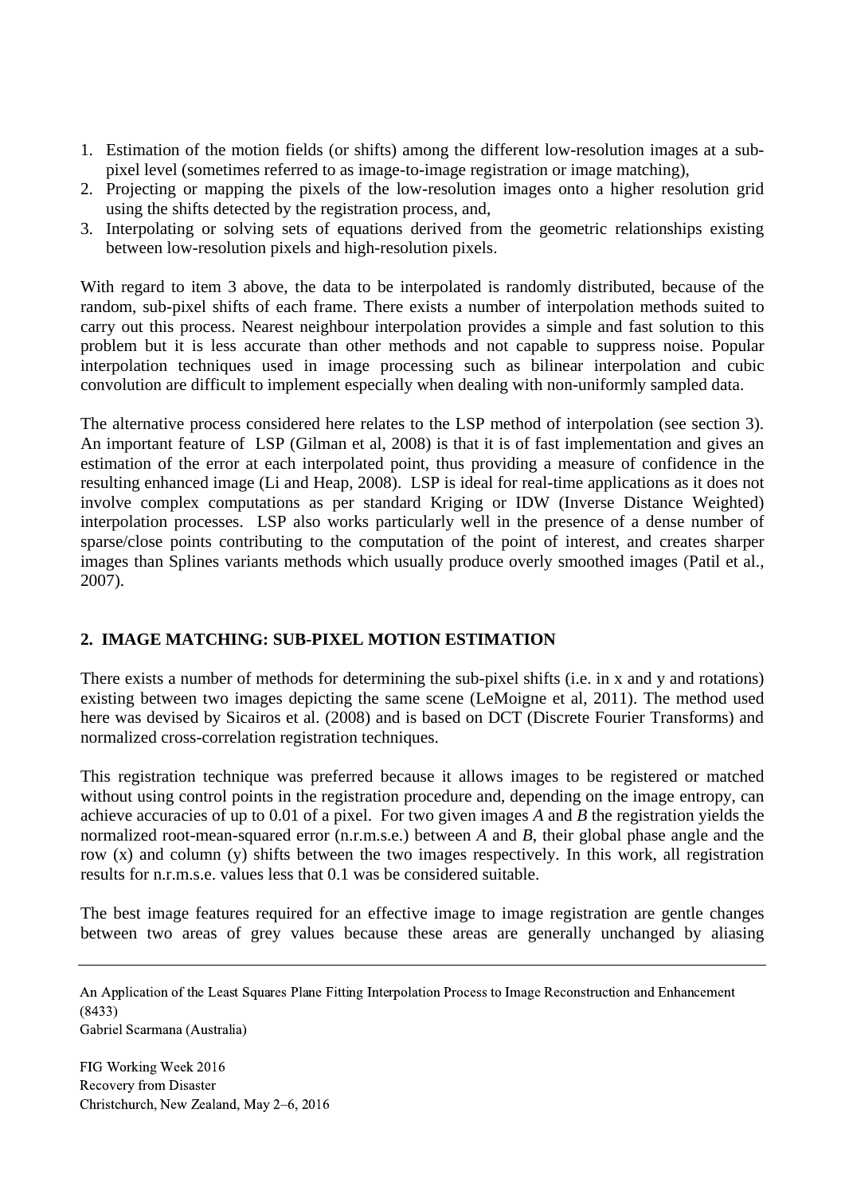1. Estimation of the motion fields (or shifts) among the different low-resolution images at a sub-pixel level (sometimes referred to as image-to-image registration or image matching),
2. Projecting or mapping the pixels of the low-resolution images onto a higher resolution grid using the shifts detected by the registration process, and,
3. Interpolating or solving sets of equations derived from the geometric relationships existing between low-resolution pixels and high-resolution pixels.

With regard to item 3 above, the data to be interpolated is randomly distributed, because of the random, sub-pixel shifts of each frame. There exists a number of interpolation methods suited to carry out this process. Nearest neighbour interpolation provides a simple and fast solution to this problem but it is less accurate than other methods and not capable to suppress noise. Popular interpolation techniques used in image processing such as bilinear interpolation and cubic convolution are difficult to implement especially when dealing with non-uniformly sampled data.

The alternative process considered here relates to the LSP method of interpolation (see section 3). An important feature of LSP (Gilman et al, 2008) is that it is of fast implementation and gives an estimation of the error at each interpolated point, thus providing a measure of confidence in the resulting enhanced image (Li and Heap, 2008). LSP is ideal for real-time applications as it does not involve complex computations as per standard Kriging or IDW (Inverse Distance Weighted) interpolation processes. LSP also works particularly well in the presence of a dense number of sparse/close points contributing to the computation of the point of interest, and creates sharper images than Splines variants methods which usually produce overly smoothed images (Patil et al., 2007).

## 2. IMAGE MATCHING: SUB-PIXEL MOTION ESTIMATION

There exists a number of methods for determining the sub-pixel shifts (i.e. in x and y and rotations) existing between two images depicting the same scene (LeMoigne et al, 2011). The method used here was devised by Sicairos et al. (2008) and is based on DCT (Discrete Fourier Transforms) and normalized cross-correlation registration techniques.

This registration technique was preferred because it allows images to be registered or matched without using control points in the registration procedure and, depending on the image entropy, can achieve accuracies of up to 0.01 of a pixel. For two given images *A* and *B* the registration yields the normalized root-mean-squared error (n.r.m.s.e.) between *A* and *B*, their global phase angle and the row (x) and column (y) shifts between the two images respectively. In this work, all registration results for n.r.m.s.e. values less that 0.1 was be considered suitable.

The best image features required for an effective image to image registration are gentle changes between two areas of grey values because these areas are generally unchanged by aliasing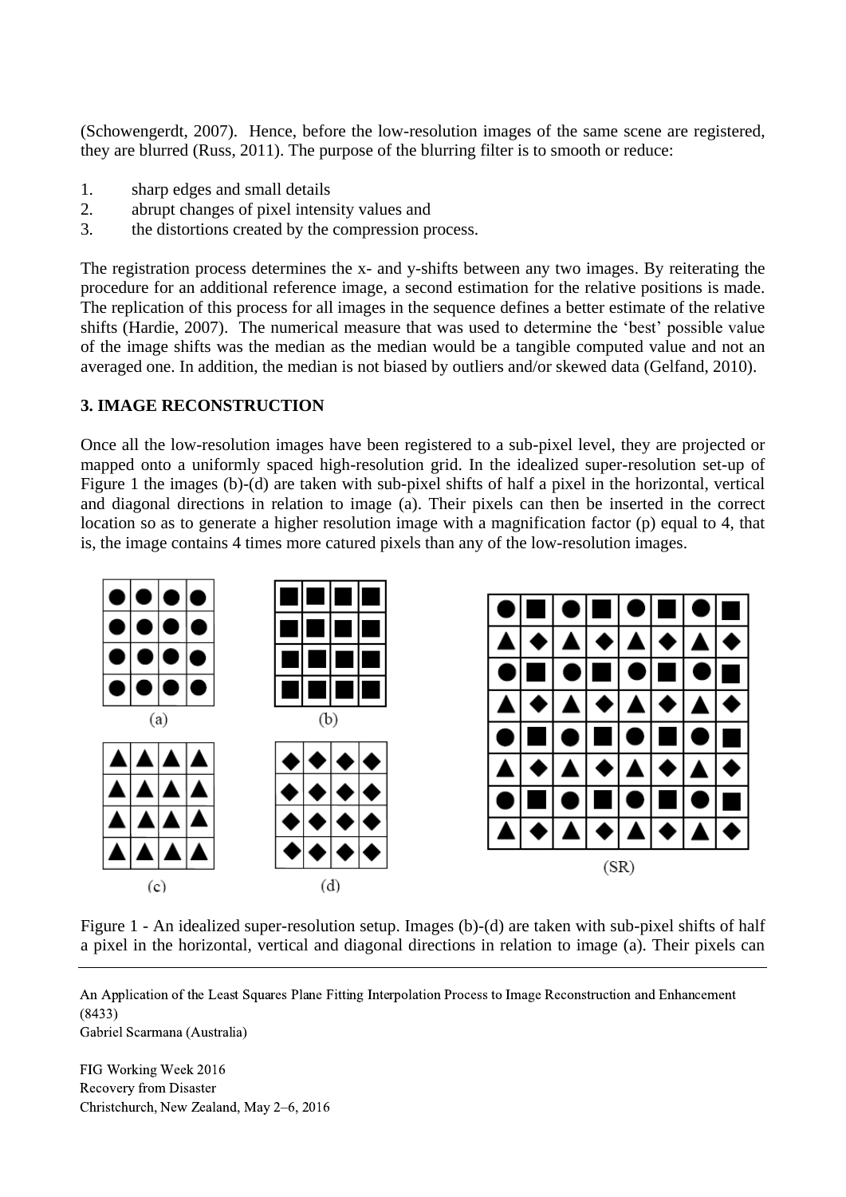(Schowengerdt, 2007). Hence, before the low-resolution images of the same scene are registered, they are blurred (Russ, 2011). The purpose of the blurring filter is to smooth or reduce:

1. sharp edges and small details
2. abrupt changes of pixel intensity values and
3. the distortions created by the compression process.

The registration process determines the x- and y-shifts between any two images. By reiterating the procedure for an additional reference image, a second estimation for the relative positions is made. The replication of this process for all images in the sequence defines a better estimate of the relative shifts (Hardie, 2007). The numerical measure that was used to determine the 'best' possible value of the image shifts was the median as the median would be a tangible computed value and not an averaged one. In addition, the median is not biased by outliers and/or skewed data (Gelfand, 2010).

## 3. IMAGE RECONSTRUCTION

Once all the low-resolution images have been registered to a sub-pixel level, they are projected or mapped onto a uniformly spaced high-resolution grid. In the idealized super-resolution set-up of Figure 1 the images (b)-(d) are taken with sub-pixel shifts of half a pixel in the horizontal, vertical and diagonal directions in relation to image (a). Their pixels can then be inserted in the correct location so as to generate a higher resolution image with a magnification factor (p) equal to 4, that is, the image contains 4 times more catured pixels than any of the low-resolution images.

Figure 1 - An idealized super-resolution setup. Images (b)-(d) are taken with sub-pixel shifts of half a pixel in the horizontal, vertical and diagonal directions in relation to image (a). Their pixels can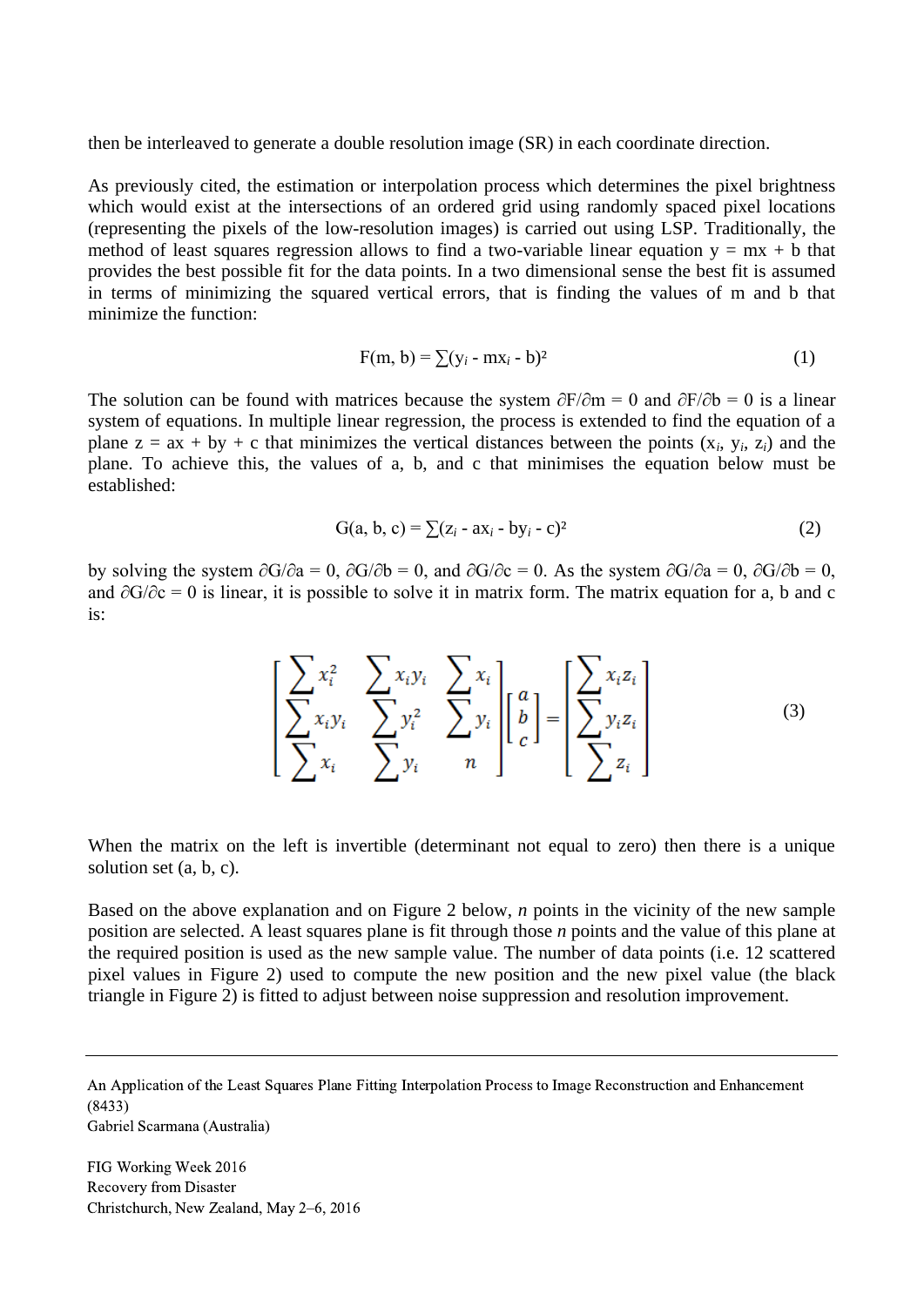then be interleaved to generate a double resolution image (SR) in each coordinate direction.

As previously cited, the estimation or interpolation process which determines the pixel brightness which would exist at the intersections of an ordered grid using randomly spaced pixel locations (representing the pixels of the low-resolution images) is carried out using LSP. Traditionally, the method of least squares regression allows to find a two-variable linear equation $y = mx + b$ that provides the best possible fit for the data points. In a two dimensional sense the best fit is assumed in terms of minimizing the squared vertical errors, that is finding the values of m and b that minimize the function:

$$F(m, b) = \sum(y_i - mx_i - b)^2 \tag{1}$$

The solution can be found with matrices because the system $\partial F/\partial m = 0$ and $\partial F/\partial b = 0$ is a linear system of equations. In multiple linear regression, the process is extended to find the equation of a plane $z = ax + by + c$ that minimizes the vertical distances between the points ($x_i$, $y_i$, $z_i$) and the plane. To achieve this, the values of a, b, and c that minimises the equation below must be established:

$$G(a, b, c) = \sum(z_i - ax_i - by_i - c)^2 \tag{2}$$

by solving the system $\partial G/\partial a = 0$, $\partial G/\partial b = 0$, and $\partial G/\partial c = 0$. As the system $\partial G/\partial a = 0$, $\partial G/\partial b = 0$, and $\partial G/\partial c = 0$ is linear, it is possible to solve it in matrix form. The matrix equation for a, b and c is:

$$\begin{bmatrix} \sum x_i^2 & \sum x_i y_i & \sum x_i \\ \sum x_i y_i & \sum y_i^2 & \sum y_i \\ \sum x_i & \sum y_i & n \end{bmatrix} \begin{bmatrix} a \\ b \\ c \end{bmatrix} = \begin{bmatrix} \sum x_i z_i \\ \sum y_i z_i \\ \sum z_i \end{bmatrix} \tag{3}$$

When the matrix on the left is invertible (determinant not equal to zero) then there is a unique solution set (a, b, c).

Based on the above explanation and on Figure 2 below, *n* points in the vicinity of the new sample position are selected. A least squares plane is fit through those *n* points and the value of this plane at the required position is used as the new sample value. The number of data points (i.e. 12 scattered pixel values in Figure 2) used to compute the new position and the new pixel value (the black triangle in Figure 2) is fitted to adjust between noise suppression and resolution improvement.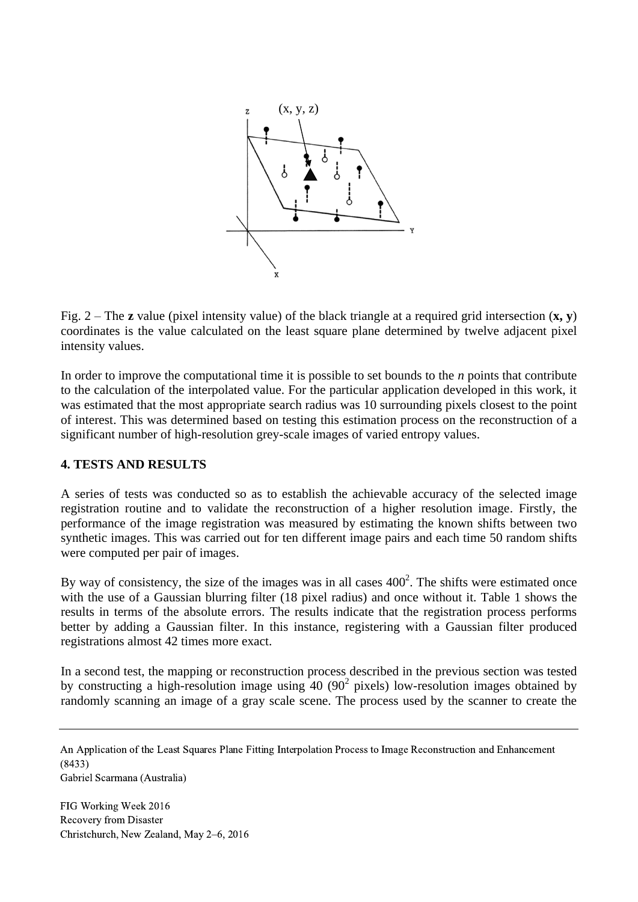Fig. 2 – The **z** value (pixel intensity value) of the black triangle at a required grid intersection (**x, y**) coordinates is the value calculated on the least square plane determined by twelve adjacent pixel intensity values.

In order to improve the computational time it is possible to set bounds to the *n* points that contribute to the calculation of the interpolated value. For the particular application developed in this work, it was estimated that the most appropriate search radius was 10 surrounding pixels closest to the point of interest. This was determined based on testing this estimation process on the reconstruction of a significant number of high-resolution grey-scale images of varied entropy values.

## 4. TESTS AND RESULTS

A series of tests was conducted so as to establish the achievable accuracy of the selected image registration routine and to validate the reconstruction of a higher resolution image. Firstly, the performance of the image registration was measured by estimating the known shifts between two synthetic images. This was carried out for ten different image pairs and each time 50 random shifts were computed per pair of images.

By way of consistency, the size of the images was in all cases $400^2$. The shifts were estimated once with the use of a Gaussian blurring filter (18 pixel radius) and once without it. Table 1 shows the results in terms of the absolute errors. The results indicate that the registration process performs better by adding a Gaussian filter. In this instance, registering with a Gaussian filter produced registrations almost 42 times more exact.

In a second test, the mapping or reconstruction process described in the previous section was tested by constructing a high-resolution image using 40 ($90^2$ pixels) low-resolution images obtained by randomly scanning an image of a gray scale scene. The process used by the scanner to create the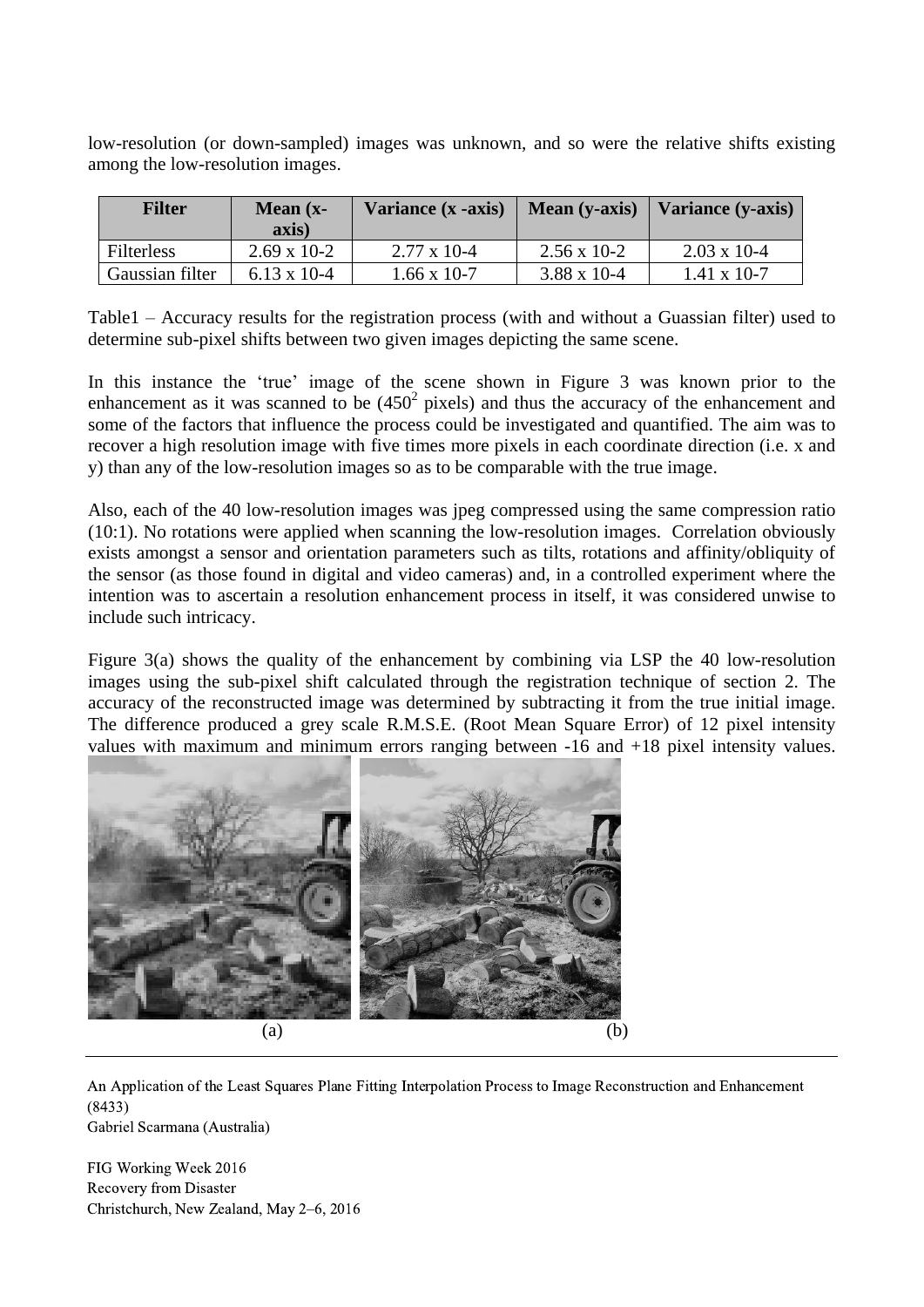low-resolution (or down-sampled) images was unknown, and so were the relative shifts existing among the low-resolution images.

| Filter | Mean (x-axis) | Variance (x -axis) | Mean (y-axis) | Variance (y-axis) |
|---|---|---|---|---|
| Filterless | 2.69 x 10-2 | 2.77 x 10-4 | 2.56 x 10-2 | 2.03 x 10-4 |
| Gaussian filter | 6.13 x 10-4 | 1.66 x 10-7 | 3.88 x 10-4 | 1.41 x 10-7 |

Table1 – Accuracy results for the registration process (with and without a Guassian filter) used to determine sub-pixel shifts between two given images depicting the same scene.

In this instance the 'true' image of the scene shown in Figure 3 was known prior to the enhancement as it was scanned to be ($450^2$ pixels) and thus the accuracy of the enhancement and some of the factors that influence the process could be investigated and quantified. The aim was to recover a high resolution image with five times more pixels in each coordinate direction (i.e. x and y) than any of the low-resolution images so as to be comparable with the true image.

Also, each of the 40 low-resolution images was jpeg compressed using the same compression ratio (10:1). No rotations were applied when scanning the low-resolution images. Correlation obviously exists amongst a sensor and orientation parameters such as tilts, rotations and affinity/obliquity of the sensor (as those found in digital and video cameras) and, in a controlled experiment where the intention was to ascertain a resolution enhancement process in itself, it was considered unwise to include such intricacy.

Figure 3(a) shows the quality of the enhancement by combining via LSP the 40 low-resolution images using the sub-pixel shift calculated through the registration technique of section 2. The accuracy of the reconstructed image was determined by subtracting it from the true initial image. The difference produced a grey scale R.M.S.E. (Root Mean Square Error) of 12 pixel intensity values with maximum and minimum errors ranging between -16 and +18 pixel intensity values.

(a) (b)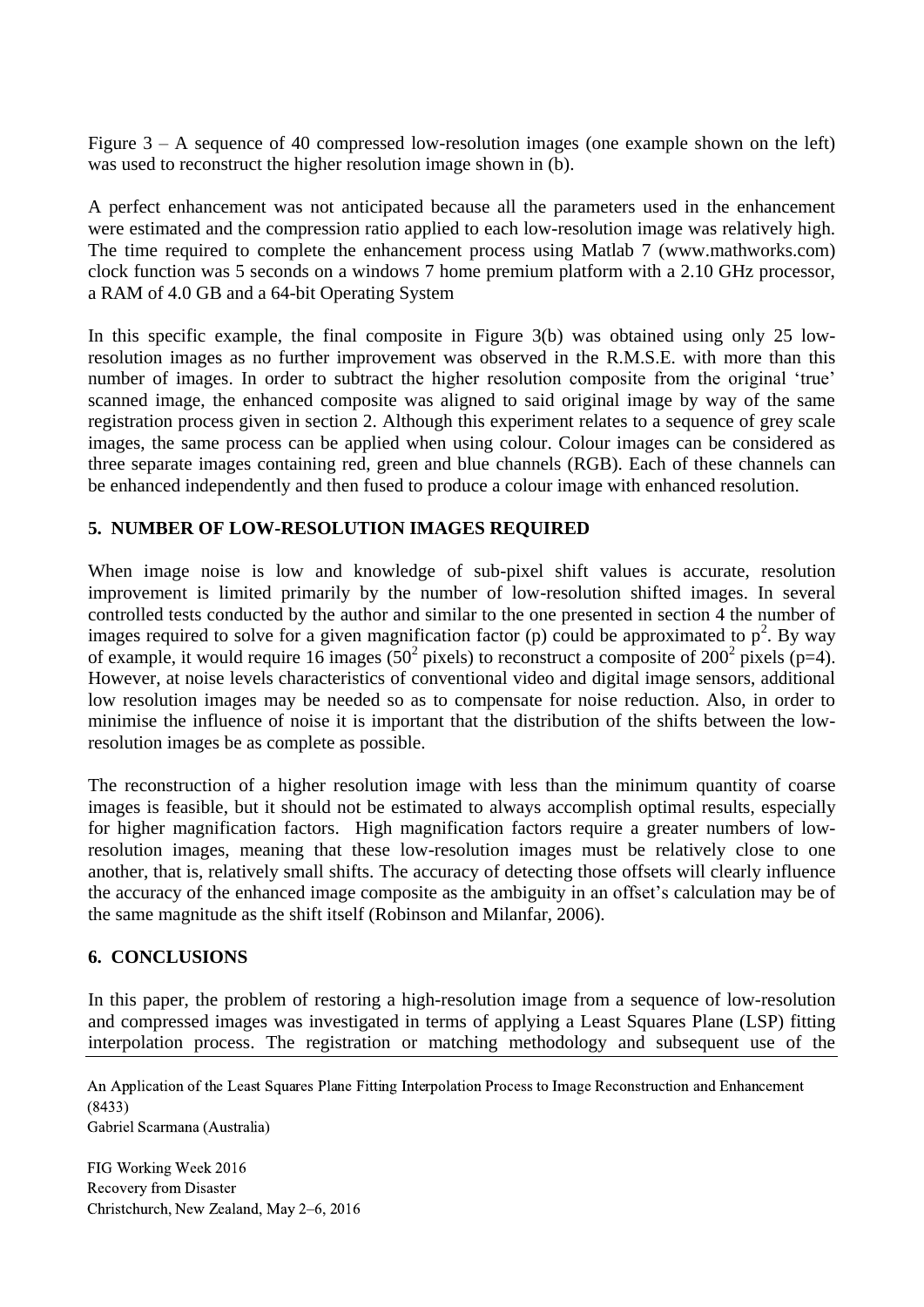Figure 3 – A sequence of 40 compressed low-resolution images (one example shown on the left) was used to reconstruct the higher resolution image shown in (b).

A perfect enhancement was not anticipated because all the parameters used in the enhancement were estimated and the compression ratio applied to each low-resolution image was relatively high. The time required to complete the enhancement process using Matlab 7 (www.mathworks.com) clock function was 5 seconds on a windows 7 home premium platform with a 2.10 GHz processor, a RAM of 4.0 GB and a 64-bit Operating System

In this specific example, the final composite in Figure 3(b) was obtained using only 25 low-resolution images as no further improvement was observed in the R.M.S.E. with more than this number of images. In order to subtract the higher resolution composite from the original 'true' scanned image, the enhanced composite was aligned to said original image by way of the same registration process given in section 2. Although this experiment relates to a sequence of grey scale images, the same process can be applied when using colour. Colour images can be considered as three separate images containing red, green and blue channels (RGB). Each of these channels can be enhanced independently and then fused to produce a colour image with enhanced resolution.

## 5. NUMBER OF LOW-RESOLUTION IMAGES REQUIRED

When image noise is low and knowledge of sub-pixel shift values is accurate, resolution improvement is limited primarily by the number of low-resolution shifted images. In several controlled tests conducted by the author and similar to the one presented in section 4 the number of images required to solve for a given magnification factor (p) could be approximated to $p^2$. By way of example, it would require 16 images ($50^2$ pixels) to reconstruct a composite of $200^2$ pixels (p=4). However, at noise levels characteristics of conventional video and digital image sensors, additional low resolution images may be needed so as to compensate for noise reduction. Also, in order to minimise the influence of noise it is important that the distribution of the shifts between the low-resolution images be as complete as possible.

The reconstruction of a higher resolution image with less than the minimum quantity of coarse images is feasible, but it should not be estimated to always accomplish optimal results, especially for higher magnification factors. High magnification factors require a greater numbers of low-resolution images, meaning that these low-resolution images must be relatively close to one another, that is, relatively small shifts. The accuracy of detecting those offsets will clearly influence the accuracy of the enhanced image composite as the ambiguity in an offset's calculation may be of the same magnitude as the shift itself (Robinson and Milanfar, 2006).

## 6. CONCLUSIONS

In this paper, the problem of restoring a high-resolution image from a sequence of low-resolution and compressed images was investigated in terms of applying a Least Squares Plane (LSP) fitting interpolation process. The registration or matching methodology and subsequent use of the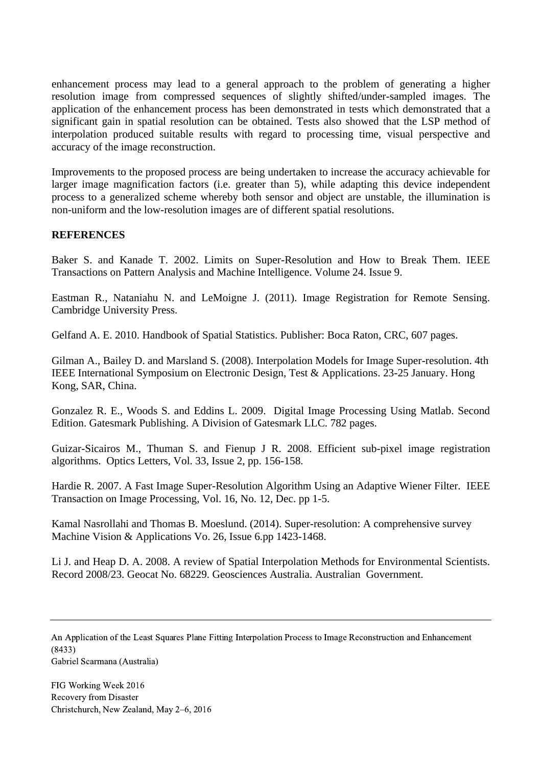enhancement process may lead to a general approach to the problem of generating a higher resolution image from compressed sequences of slightly shifted/under-sampled images. The application of the enhancement process has been demonstrated in tests which demonstrated that a significant gain in spatial resolution can be obtained. Tests also showed that the LSP method of interpolation produced suitable results with regard to processing time, visual perspective and accuracy of the image reconstruction.

Improvements to the proposed process are being undertaken to increase the accuracy achievable for larger image magnification factors (i.e. greater than 5), while adapting this device independent process to a generalized scheme whereby both sensor and object are unstable, the illumination is non-uniform and the low-resolution images are of different spatial resolutions.

**REFERENCES**

Baker S. and Kanade T. 2002. Limits on Super-Resolution and How to Break Them. IEEE Transactions on Pattern Analysis and Machine Intelligence. Volume 24. Issue 9.

Eastman R., Nataniahu N. and LeMoigne J. (2011). Image Registration for Remote Sensing. Cambridge University Press.

Gelfand A. E. 2010. Handbook of Spatial Statistics. Publisher: Boca Raton, CRC, 607 pages.

Gilman A., Bailey D. and Marsland S. (2008). Interpolation Models for Image Super-resolution. 4th IEEE International Symposium on Electronic Design, Test & Applications. 23-25 January. Hong Kong, SAR, China.

Gonzalez R. E., Woods S. and Eddins L. 2009. Digital Image Processing Using Matlab. Second Edition. Gatesmark Publishing. A Division of Gatesmark LLC. 782 pages.

Guizar-Sicairos M., Thuman S. and Fienup J R. 2008. Efficient sub-pixel image registration algorithms. Optics Letters, Vol. 33, Issue 2, pp. 156-158.

Hardie R. 2007. A Fast Image Super-Resolution Algorithm Using an Adaptive Wiener Filter. IEEE Transaction on Image Processing, Vol. 16, No. 12, Dec. pp 1-5.

Kamal Nasrollahi and Thomas B. Moeslund. (2014). Super-resolution: A comprehensive survey Machine Vision & Applications Vo. 26, Issue 6.pp 1423-1468.

Li J. and Heap D. A. 2008. A review of Spatial Interpolation Methods for Environmental Scientists. Record 2008/23. Geocat No. 68229. Geosciences Australia. Australian Government.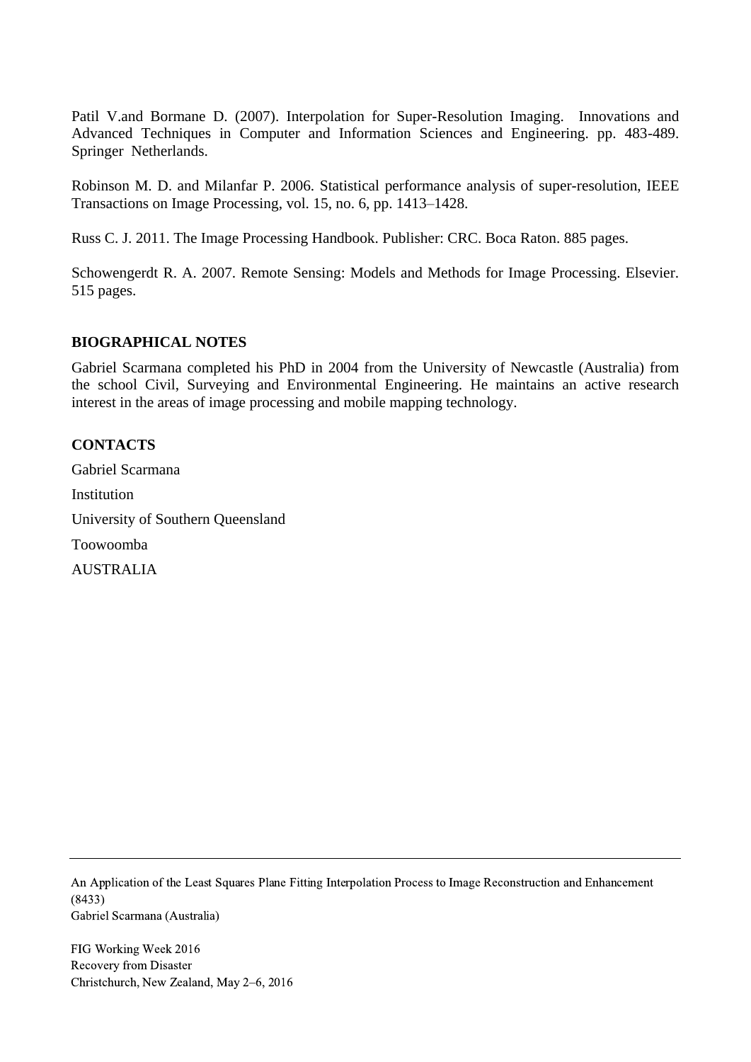Patil V.and Bormane D. (2007). Interpolation for Super-Resolution Imaging. Innovations and Advanced Techniques in Computer and Information Sciences and Engineering. pp. 483-489. Springer Netherlands.

Robinson M. D. and Milanfar P. 2006. Statistical performance analysis of super-resolution, IEEE Transactions on Image Processing, vol. 15, no. 6, pp. 1413–1428.

Russ C. J. 2011. The Image Processing Handbook. Publisher: CRC. Boca Raton. 885 pages.

Schowengerdt R. A. 2007. Remote Sensing: Models and Methods for Image Processing. Elsevier. 515 pages.

## BIOGRAPHICAL NOTES

Gabriel Scarmana completed his PhD in 2004 from the University of Newcastle (Australia) from the school Civil, Surveying and Environmental Engineering. He maintains an active research interest in the areas of image processing and mobile mapping technology.

## CONTACTS

Gabriel Scarmana

Institution

University of Southern Queensland

Toowoomba

AUSTRALIA